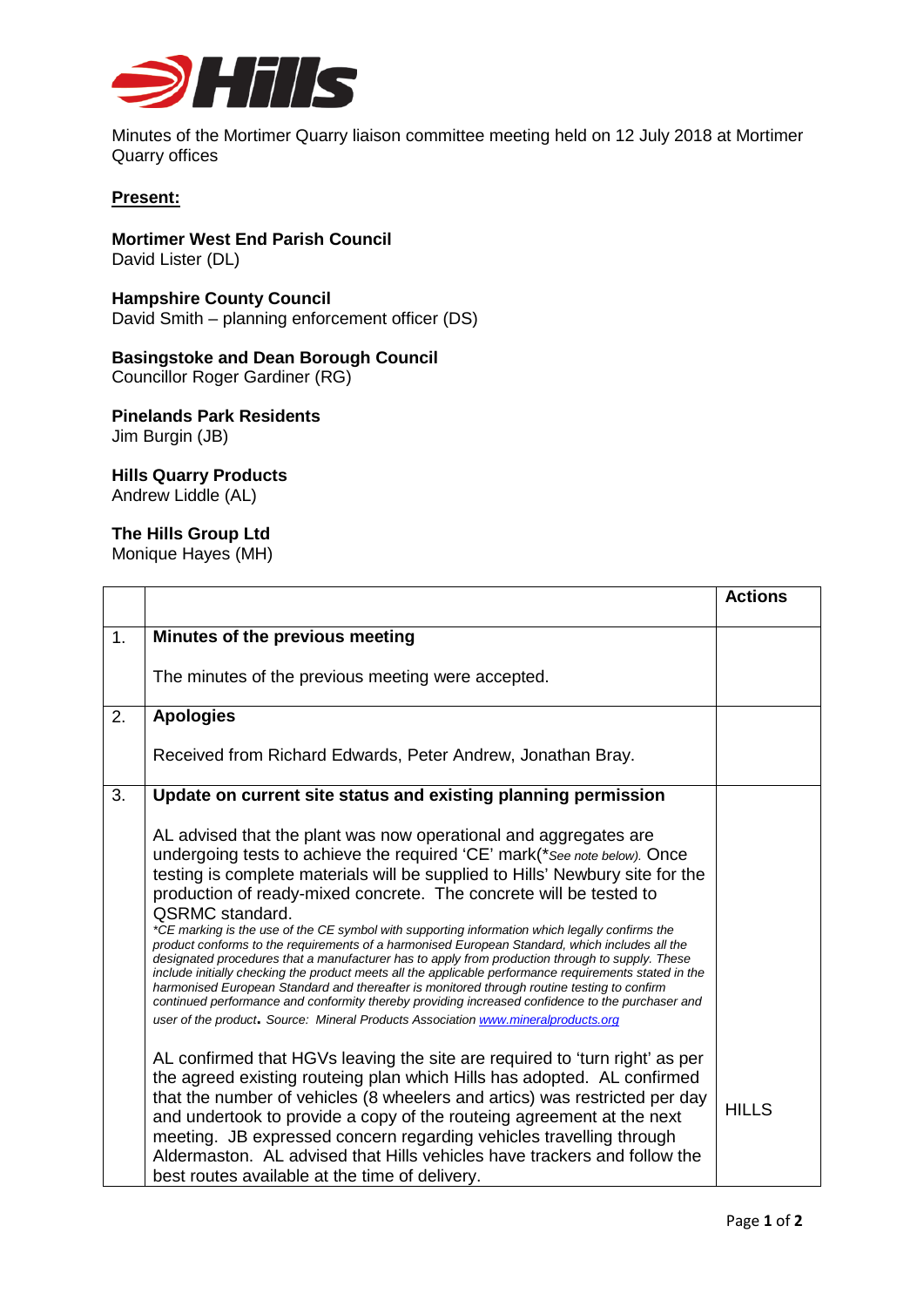Minutes of the Mortimer Quarry liaison committee meeting held on 12 July 2018 at Mortimer Quarry offices

**Present:**

**Mortimer West End Parish Council**
David Lister (DL)

**Hampshire County Council**
David Smith – planning enforcement officer (DS)

**Basingstoke and Dean Borough Council**
Councillor Roger Gardiner (RG)

**Pinelands Park Residents**
Jim Burgin (JB)

**Hills Quarry Products**
Andrew Liddle (AL)

**The Hills Group Ltd**
Monique Hayes (MH)

| | | **Actions** |
|---|---|---|
| 1. | **Minutes of the previous meeting**<br><br>The minutes of the previous meeting were accepted. | |
| 2. | **Apologies**<br><br>Received from Richard Edwards, Peter Andrew, Jonathan Bray. | |
| 3. | **Update on current site status and existing planning permission**<br><br>AL advised that the plant was now operational and aggregates are undergoing tests to achieve the required 'CE' mark(*See note below). Once testing is complete materials will be supplied to Hills' Newbury site for the production of ready-mixed concrete. The concrete will be tested to QSRMC standard.<br>*\*CE marking is the use of the CE symbol with supporting information which legally confirms the product conforms to the requirements of a harmonised European Standard, which includes all the designated procedures that a manufacturer has to apply from production through to supply. These include initially checking the product meets all the applicable performance requirements stated in the harmonised European Standard and thereafter is monitored through routine testing to confirm continued performance and conformity thereby providing increased confidence to the purchaser and user of the product. Source: Mineral Products Association www.mineralproducts.org*<br><br>AL confirmed that HGVs leaving the site are required to 'turn right' as per the agreed existing routeing plan which Hills has adopted. AL confirmed that the number of vehicles (8 wheelers and artics) was restricted per day and undertook to provide a copy of the routeing agreement at the next meeting. JB expressed concern regarding vehicles travelling through Aldermaston. AL advised that Hills vehicles have trackers and follow the best routes available at the time of delivery. | HILLS |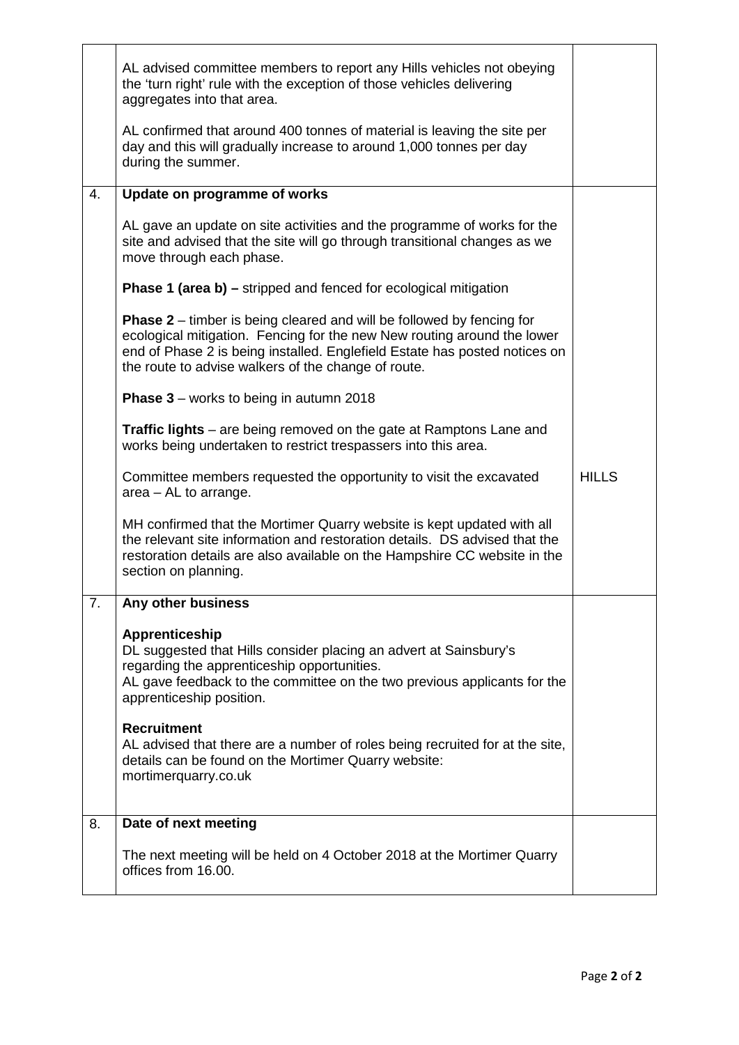| | | |
|---|---|---|
| | AL advised committee members to report any Hills vehicles not obeying the 'turn right' rule with the exception of those vehicles delivering aggregates into that area.<br><br>AL confirmed that around 400 tonnes of material is leaving the site per day and this will gradually increase to around 1,000 tonnes per day during the summer. | |
| 4. | **Update on programme of works**<br><br>AL gave an update on site activities and the programme of works for the site and advised that the site will go through transitional changes as we move through each phase.<br><br>**Phase 1 (area b) –** stripped and fenced for ecological mitigation<br><br>**Phase 2** – timber is being cleared and will be followed by fencing for ecological mitigation. Fencing for the new New routing around the lower end of Phase 2 is being installed. Englefield Estate has posted notices on the route to advise walkers of the change of route.<br><br>**Phase 3** – works to being in autumn 2018<br><br>**Traffic lights** – are being removed on the gate at Ramptons Lane and works being undertaken to restrict trespassers into this area.<br><br>Committee members requested the opportunity to visit the excavated area – AL to arrange.<br><br>MH confirmed that the Mortimer Quarry website is kept updated with all the relevant site information and restoration details. DS advised that the restoration details are also available on the Hampshire CC website in the section on planning. | HILLS |
| 7. | **Any other business**<br><br>**Apprenticeship**<br>DL suggested that Hills consider placing an advert at Sainsbury's regarding the apprenticeship opportunities.<br>AL gave feedback to the committee on the two previous applicants for the apprenticeship position.<br><br>**Recruitment**<br>AL advised that there are a number of roles being recruited for at the site, details can be found on the Mortimer Quarry website: mortimerquarry.co.uk | |
| 8. | **Date of next meeting**<br><br>The next meeting will be held on 4 October 2018 at the Mortimer Quarry offices from 16.00. | |